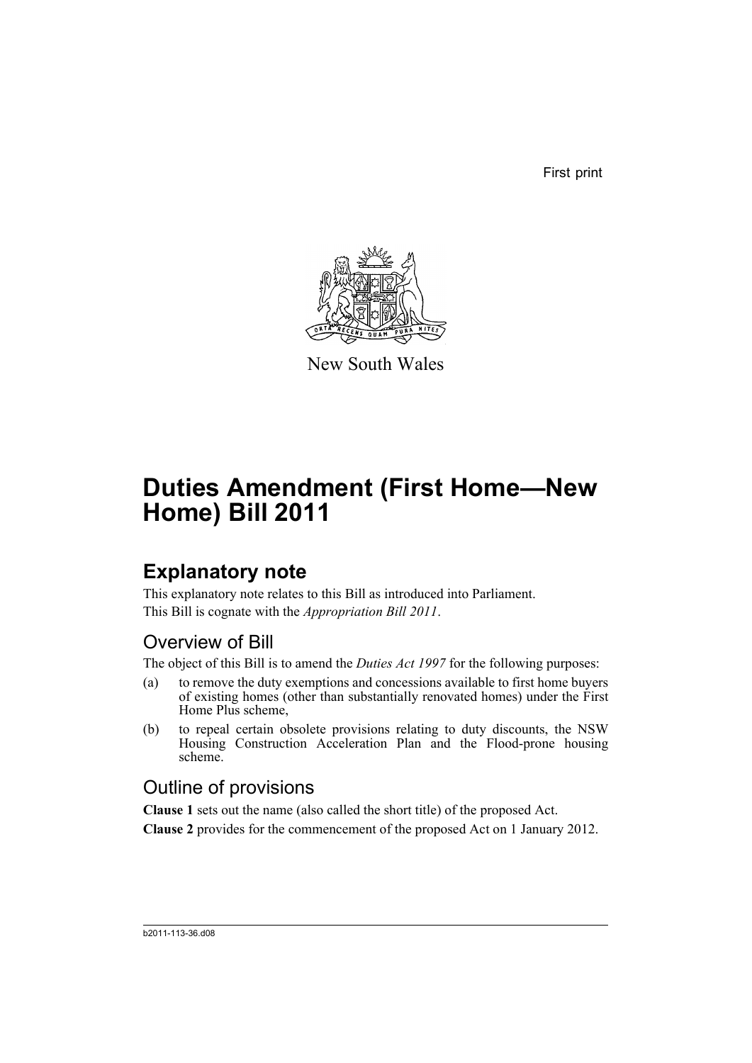First print

New South Wales

# Duties Amendment (First Home—New Home) Bill 2011

## Explanatory note

This explanatory note relates to this Bill as introduced into Parliament.
This Bill is cognate with the *Appropriation Bill 2011*.

### Overview of Bill

The object of this Bill is to amend the *Duties Act 1997* for the following purposes:

(a) to remove the duty exemptions and concessions available to first home buyers of existing homes (other than substantially renovated homes) under the First Home Plus scheme,

(b) to repeal certain obsolete provisions relating to duty discounts, the NSW Housing Construction Acceleration Plan and the Flood-prone housing scheme.

### Outline of provisions

**Clause 1** sets out the name (also called the short title) of the proposed Act.

**Clause 2** provides for the commencement of the proposed Act on 1 January 2012.

b2011-113-36.d08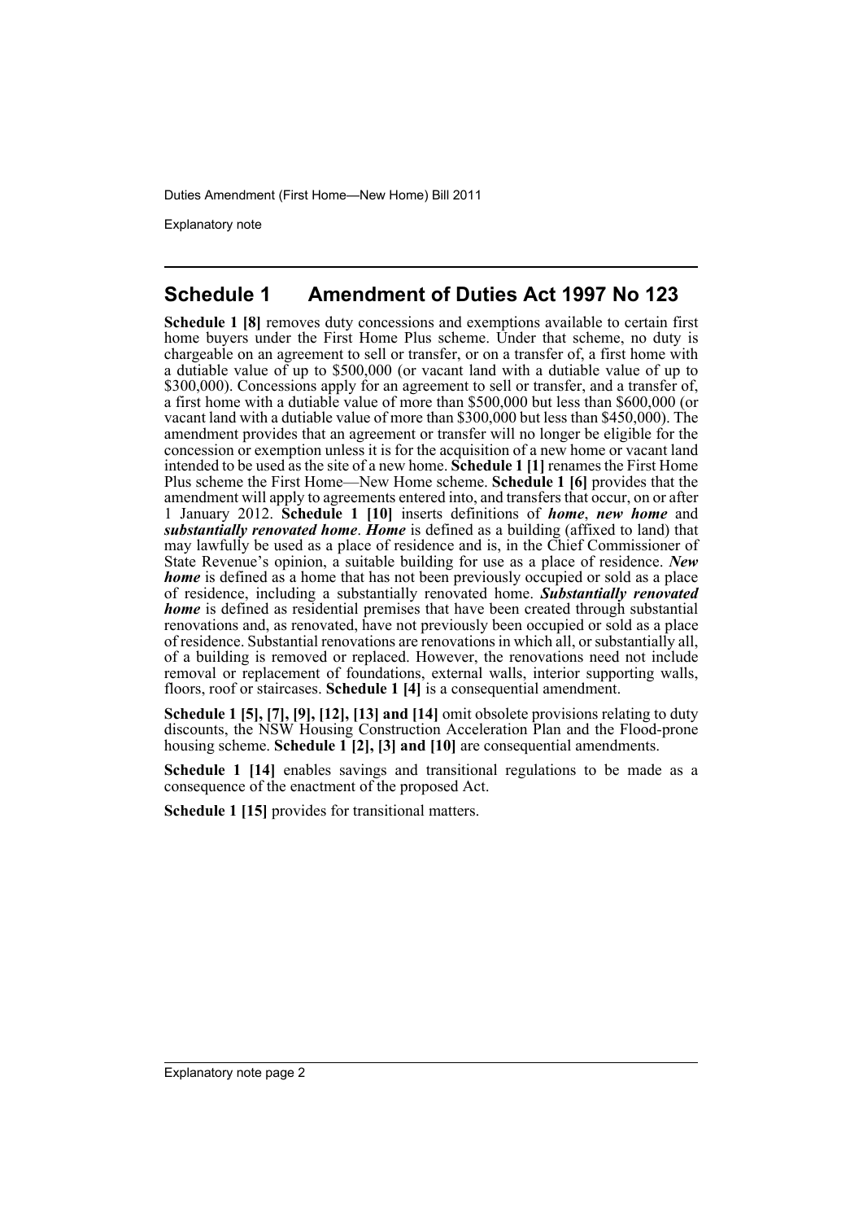## Schedule 1 Amendment of Duties Act 1997 No 123

**Schedule 1 [8]** removes duty concessions and exemptions available to certain first home buyers under the First Home Plus scheme. Under that scheme, no duty is chargeable on an agreement to sell or transfer, or on a transfer of, a first home with a dutiable value of up to $500,000 (or vacant land with a dutiable value of up to $300,000). Concessions apply for an agreement to sell or transfer, and a transfer of, a first home with a dutiable value of more than $500,000 but less than $600,000 (or vacant land with a dutiable value of more than $300,000 but less than $450,000). The amendment provides that an agreement or transfer will no longer be eligible for the concession or exemption unless it is for the acquisition of a new home or vacant land intended to be used as the site of a new home. **Schedule 1 [1]** renames the First Home Plus scheme the First Home—New Home scheme. **Schedule 1 [6]** provides that the amendment will apply to agreements entered into, and transfers that occur, on or after 1 January 2012. **Schedule 1 [10]** inserts definitions of ***home***, ***new home*** and ***substantially renovated home***. ***Home*** is defined as a building (affixed to land) that may lawfully be used as a place of residence and is, in the Chief Commissioner of State Revenue's opinion, a suitable building for use as a place of residence. ***New home*** is defined as a home that has not been previously occupied or sold as a place of residence, including a substantially renovated home. ***Substantially renovated home*** is defined as residential premises that have been created through substantial renovations and, as renovated, have not previously been occupied or sold as a place of residence. Substantial renovations are renovations in which all, or substantially all, of a building is removed or replaced. However, the renovations need not include removal or replacement of foundations, external walls, interior supporting walls, floors, roof or staircases. **Schedule 1 [4]** is a consequential amendment.

**Schedule 1 [5], [7], [9], [12], [13] and [14]** omit obsolete provisions relating to duty discounts, the NSW Housing Construction Acceleration Plan and the Flood-prone housing scheme. **Schedule 1 [2], [3] and [10]** are consequential amendments.

**Schedule 1 [14]** enables savings and transitional regulations to be made as a consequence of the enactment of the proposed Act.

**Schedule 1 [15]** provides for transitional matters.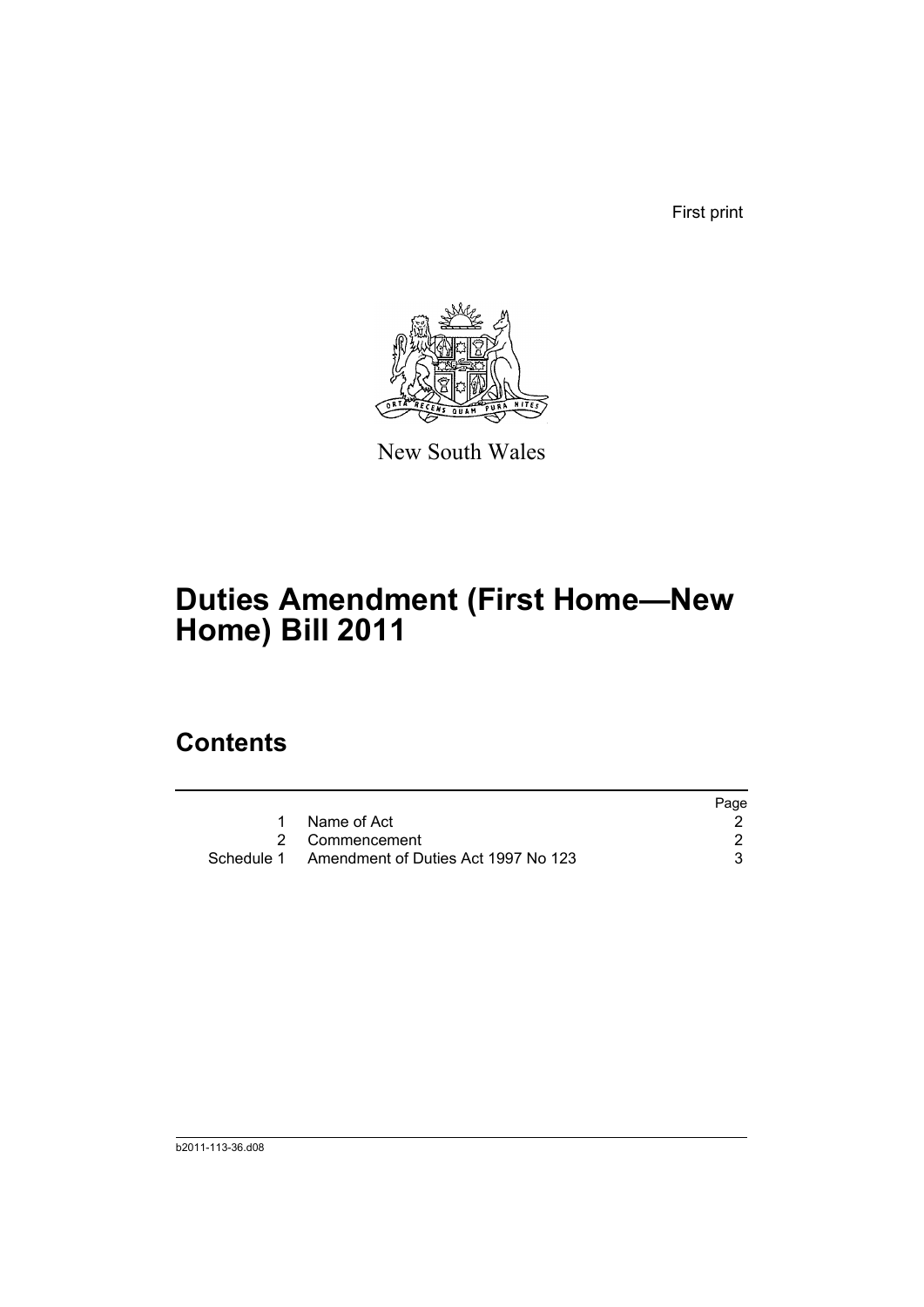First print

New South Wales

# Duties Amendment (First Home—New Home) Bill 2011

## Contents

| | | Page |
|---|---|---|
| 1 | Name of Act | 2 |
| 2 | Commencement | 2 |
| Schedule 1 | Amendment of Duties Act 1997 No 123 | 3 |

b2011-113-36.d08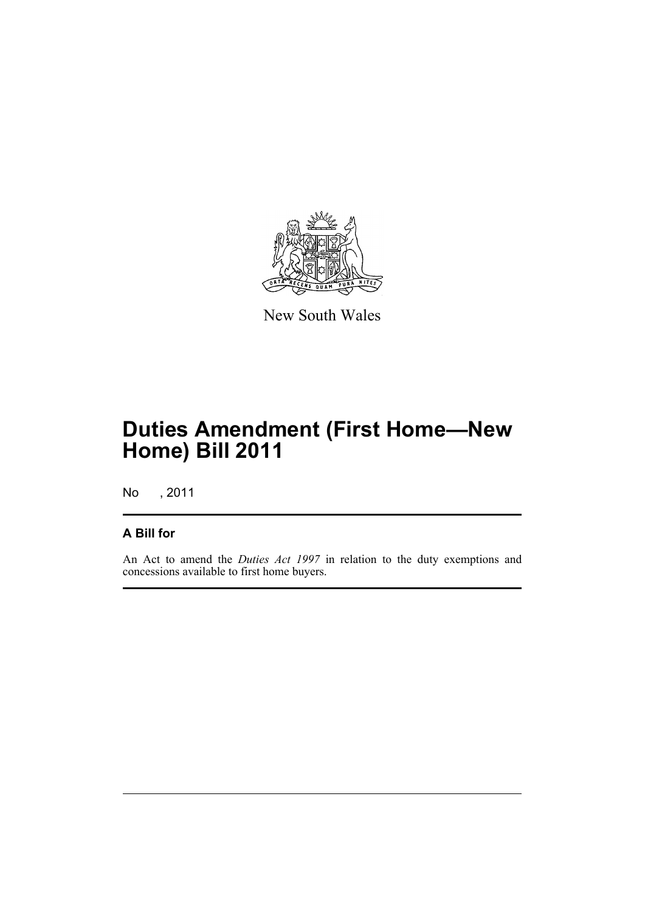New South Wales

# Duties Amendment (First Home—New Home) Bill 2011

No , 2011

## A Bill for

An Act to amend the *Duties Act 1997* in relation to the duty exemptions and concessions available to first home buyers.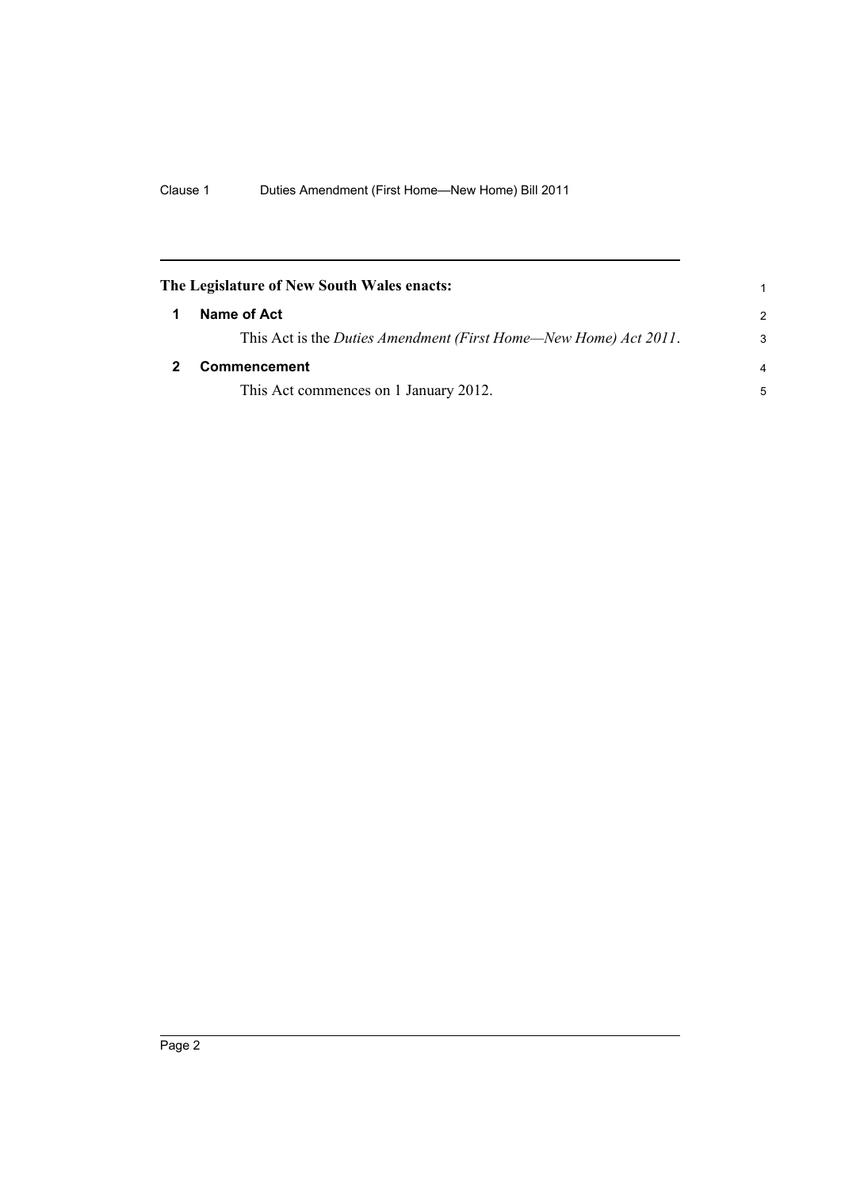**The Legislature of New South Wales enacts:**

**1 Name of Act**

This Act is the *Duties Amendment (First Home—New Home) Act 2011*.

**2 Commencement**

This Act commences on 1 January 2012.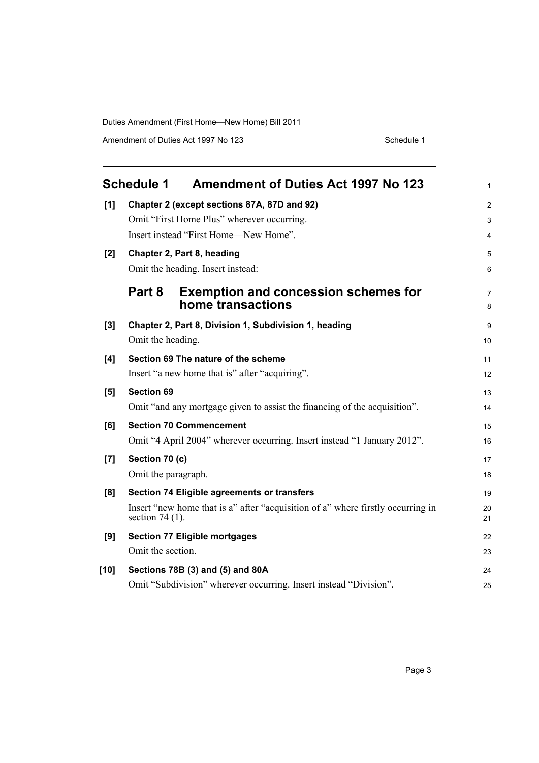## Schedule 1 Amendment of Duties Act 1997 No 123

**[1] Chapter 2 (except sections 87A, 87D and 92)**

Omit "First Home Plus" wherever occurring.

Insert instead "First Home—New Home".

**[2] Chapter 2, Part 8, heading**

Omit the heading. Insert instead:

### Part 8 Exemption and concession schemes for home transactions

**[3] Chapter 2, Part 8, Division 1, Subdivision 1, heading**

Omit the heading.

**[4] Section 69 The nature of the scheme**

Insert "a new home that is" after "acquiring".

**[5] Section 69**

Omit "and any mortgage given to assist the financing of the acquisition".

**[6] Section 70 Commencement**

Omit "4 April 2004" wherever occurring. Insert instead "1 January 2012".

**[7] Section 70 (c)**

Omit the paragraph.

**[8] Section 74 Eligible agreements or transfers**

Insert "new home that is a" after "acquisition of a" where firstly occurring in section 74 (1).

**[9] Section 77 Eligible mortgages**

Omit the section.

**[10] Sections 78B (3) and (5) and 80A**

Omit "Subdivision" wherever occurring. Insert instead "Division".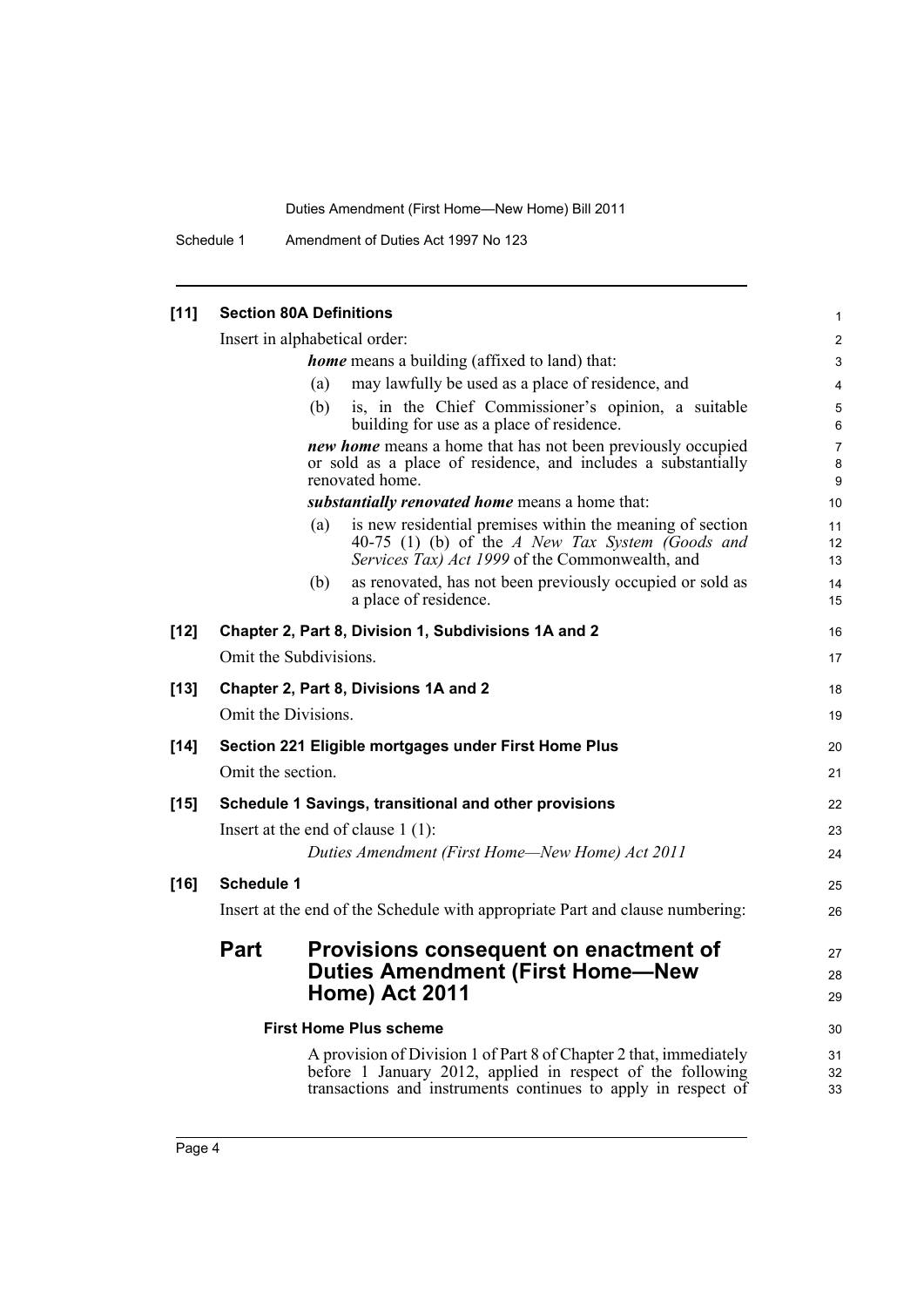**[11] Section 80A Definitions**

Insert in alphabetical order:

> ***home*** means a building (affixed to land) that:
>
> (a) may lawfully be used as a place of residence, and
>
> (b) is, in the Chief Commissioner's opinion, a suitable building for use as a place of residence.
>
> ***new home*** means a home that has not been previously occupied or sold as a place of residence, and includes a substantially renovated home.
>
> ***substantially renovated home*** means a home that:
>
> (a) is new residential premises within the meaning of section 40-75 (1) (b) of the *A New Tax System (Goods and Services Tax) Act 1999* of the Commonwealth, and
>
> (b) as renovated, has not been previously occupied or sold as a place of residence.

**[12] Chapter 2, Part 8, Division 1, Subdivisions 1A and 2**

Omit the Subdivisions.

**[13] Chapter 2, Part 8, Divisions 1A and 2**

Omit the Divisions.

**[14] Section 221 Eligible mortgages under First Home Plus**

Omit the section.

**[15] Schedule 1 Savings, transitional and other provisions**

Insert at the end of clause 1 (1):

> *Duties Amendment (First Home—New Home) Act 2011*

**[16] Schedule 1**

Insert at the end of the Schedule with appropriate Part and clause numbering:

## Part Provisions consequent on enactment of Duties Amendment (First Home—New Home) Act 2011

**First Home Plus scheme**

A provision of Division 1 of Part 8 of Chapter 2 that, immediately before 1 January 2012, applied in respect of the following transactions and instruments continues to apply in respect of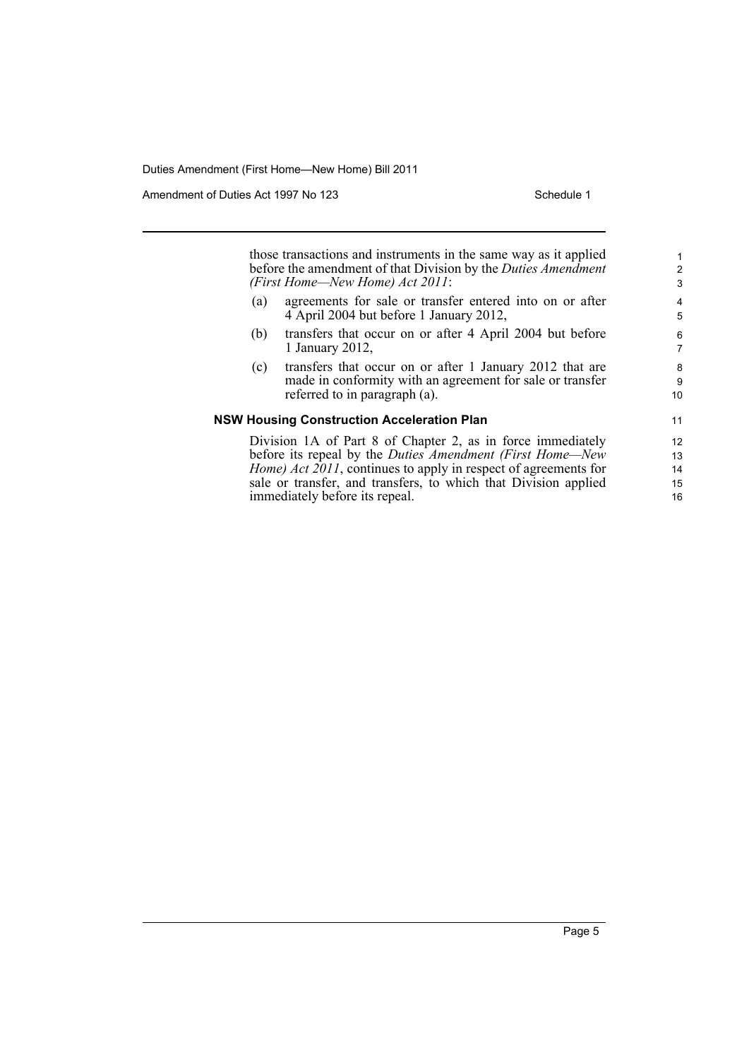those transactions and instruments in the same way as it applied before the amendment of that Division by the *Duties Amendment (First Home—New Home) Act 2011*:

(a) agreements for sale or transfer entered into on or after 4 April 2004 but before 1 January 2012,

(b) transfers that occur on or after 4 April 2004 but before 1 January 2012,

(c) transfers that occur on or after 1 January 2012 that are made in conformity with an agreement for sale or transfer referred to in paragraph (a).

**NSW Housing Construction Acceleration Plan**

Division 1A of Part 8 of Chapter 2, as in force immediately before its repeal by the *Duties Amendment (First Home—New Home) Act 2011*, continues to apply in respect of agreements for sale or transfer, and transfers, to which that Division applied immediately before its repeal.